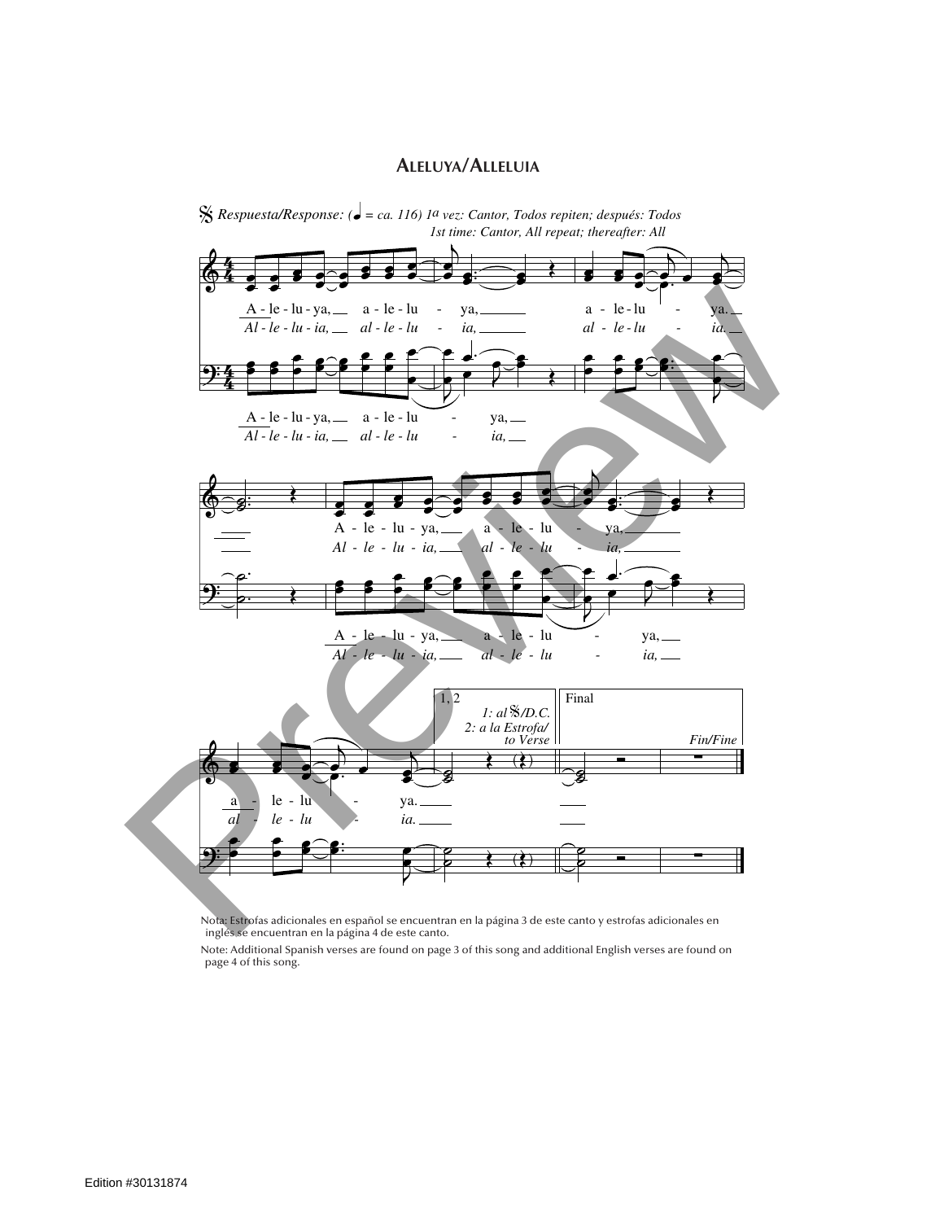# Aleluya/Alleluia

𝄋 *Respuesta/Response: (♩ = ca. 116) 1a vez: Cantor, Todos repiten; después: Todos*
*1st time: Cantor, All repeat; thereafter: All*

A - le - lu - ya, a - le - lu - ya, a - le - lu - ya.
*Al - le - lu - ia, al - le - lu - ia, al - le - lu - ia.*

A - le - lu - ya, a - le - lu - ya,
*Al - le - lu - ia, al - le - lu - ia,*

A - le - lu - ya, a - le - lu - ya,
*Al - le - lu - ia, al - le - lu - ia,*

A - le - lu - ya, a - le - lu - ya,
*Al - le - lu - ia, al - le - lu - ia,*

a - le - lu - ya.
*al - le - lu - ia.*

1, 2 — *1: al 𝄋/D.C.* *2: a la Estrofa/to Verse*

Final — *Fin/Fine*

Nota: Estrofas adicionales en español se encuentran en la página 3 de este canto y estrofas adicionales en inglés se encuentran en la página 4 de este canto.

Note: Additional Spanish verses are found on page 3 of this song and additional English verses are found on page 4 of this song.

Edition #30131874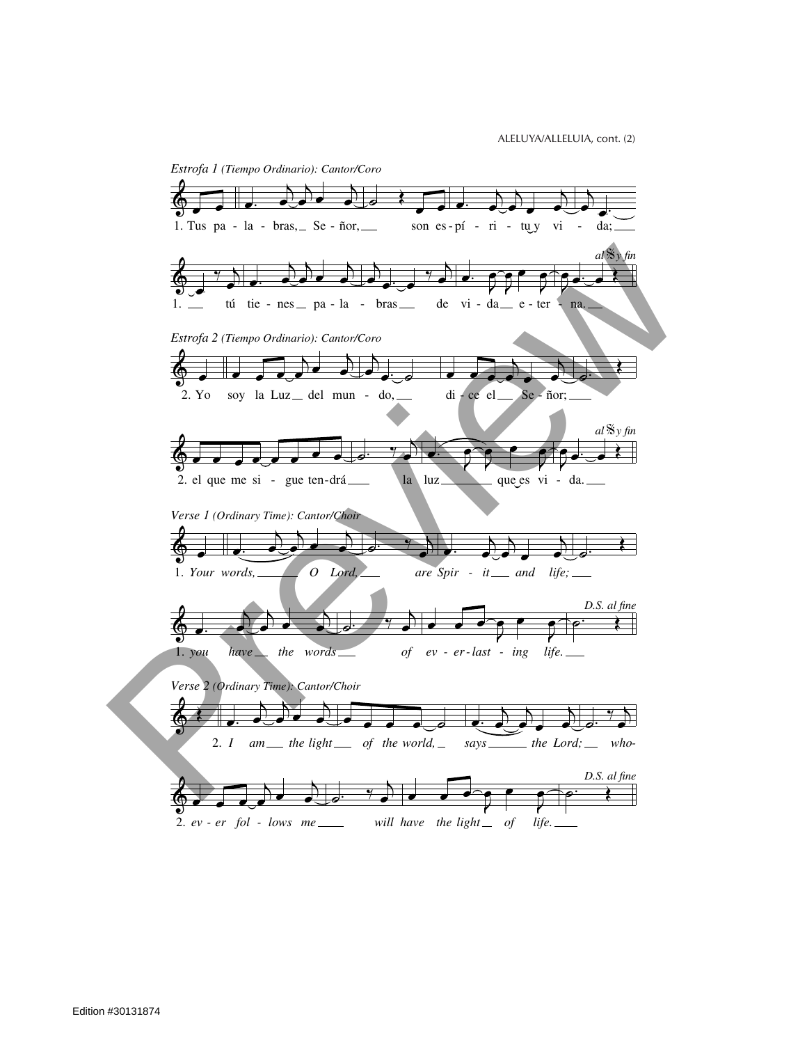*Estrofa 1 (Tiempo Ordinario): Cantor/Coro*

1. Tus pa - la - bras, Se - ñor, son es - pí - ri - tu y vi - da;

1. tú tie - nes pa - la - bras de vi - da e - ter - na.

*al 𝄋 y fin*

*Estrofa 2 (Tiempo Ordinario): Cantor/Coro*

2. Yo soy la Luz del mun - do, di - ce el Se - ñor;

2. el que me si - gue ten - drá la luz que es vi - da.

*al 𝄋 y fin*

*Verse 1 (Ordinary Time): Cantor/Choir*

1. *Your words, O Lord, are Spir - it and life;*

1. *you have the words of ev - er - last - ing life.*

*D.S. al fine*

*Verse 2 (Ordinary Time): Cantor/Choir*

2. *I am the light of the world, says the Lord; who-*

2. *ev - er fol - lows me will have the light of life.*

*D.S. al fine*

Edition #30131874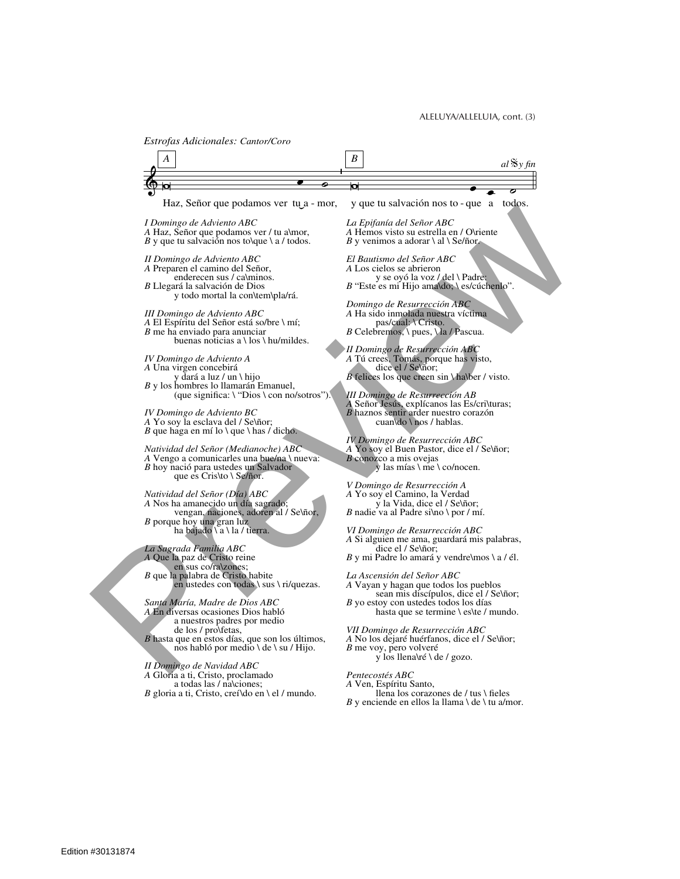*Estrofas Adicionales: Cantor/Coro*

A — B — *al 𝄋 y fin*

Haz, Señor que podamos ver tu a - mor, y que tu salvación nos to - que a todos.

*I Domingo de Adviento ABC*
*A* Haz, Señor que podamos ver / tu a\mor,
*B* y que tu salvación nos to\que \ a / todos.

*II Domingo de Adviento ABC*
*A* Preparen el camino del Señor,
enderecen sus / ca\minos.
*B* Llegará la salvación de Dios
y todo mortal la con\tem\pla/rá.

*III Domingo de Adviento ABC*
*A* El Espíritu del Señor está so/bre \ mí;
*B* me ha enviado para anunciar
buenas noticias a \ los \ hu/mildes.

*IV Domingo de Adviento A*
*A* Una virgen concebirá
y dará a luz / un \ hijo
*B* y los hombres lo llamarán Emanuel,
(que significa: \ "Dios \ con no/sotros").

*IV Domingo de Adviento BC*
*A* Yo soy la esclava del / Se\ñor;
*B* que haga en mí lo \ que \ has / dicho.

*Natividad del Señor (Medianoche) ABC*
*A* Vengo a comunicarles una bue/na \ nueva:
*B* hoy nació para ustedes un Salvador
que es Cris\to \ Se/ñor.

*Natividad del Señor (Día) ABC*
*A* Nos ha amanecido un día sagrado;
vengan, naciones, adoren al / Se\ñor,
*B* porque hoy una gran luz
ha bajado \ a \ la / tierra.

*La Sagrada Familia ABC*
*A* Que la paz de Cristo reine
en sus co/ra\zones;
*B* que la palabra de Cristo habite
en ustedes con todas \ sus \ ri/quezas.

*Santa María, Madre de Dios ABC*
*A* En diversas ocasiones Dios habló
a nuestros padres por medio
de los / pro\fetas,
*B* hasta que en estos días, que son los últimos,
nos habló por medio \ de \ su / Hijo.

*II Domingo de Navidad ABC*
*A* Gloria a ti, Cristo, proclamado
a todas las / na\ciones;
*B* gloria a ti, Cristo, creí\do en \ el / mundo.

*La Epifanía del Señor ABC*
*A* Hemos visto su estrella en / O\riente
*B* y venimos a adorar \ al \ Se/ñor.

*El Bautismo del Señor ABC*
*A* Los cielos se abrieron
y se oyó la voz / del \ Padre:
*B* "Este es mi Hijo ama\do; \ es/cúchenlo".

*Domingo de Resurrección ABC*
*A* Ha sido inmolada nuestra víctima
pas/cual: \ Cristo.
*B* Celebremos, \ pues, \ la / Pascua.

*II Domingo de Resurrección ABC*
*A* Tú crees, Tomás, porque has visto,
dice el / Se\ñor;
*B* felices los que creen sin \ ha\ber / visto.

*III Domingo de Resurrección AB*
*A* Señor Jesús, explícanos las Es/cri\turas;
*B* haznos sentir arder nuestro corazón
cuan\do \ nos / hablas.

*IV Domingo de Resurrección ABC*
*A* Yo soy el Buen Pastor, dice el / Se\ñor;
*B* conozco a mis ovejas
y las mías \ me \ co/nocen.

*V Domingo de Resurrección A*
*A* Yo soy el Camino, la Verdad
y la Vida, dice el / Se\ñor;
*B* nadie va al Padre si\no \ por / mí.

*VI Domingo de Resurrección ABC*
*A* Si alguien me ama, guardará mis palabras,
dice el / Se\ñor;
*B* y mi Padre lo amará y vendre\mos \ a / él.

*La Ascensión del Señor ABC*
*A* Vayan y hagan que todos los pueblos
sean mis discípulos, dice el / Se\ñor;
*B* yo estoy con ustedes todos los días
hasta que se termine \ es\te / mundo.

*VII Domingo de Resurrección ABC*
*A* No los dejaré huérfanos, dice el / Se\ñor;
*B* me voy, pero volveré
y los llena\ré \ de / gozo.

*Pentecostés ABC*
*A* Ven, Espíritu Santo,
llena los corazones de / tus \ fieles
*B* y enciende en ellos la llama \ de \ tu a/mor.

Edition #30131874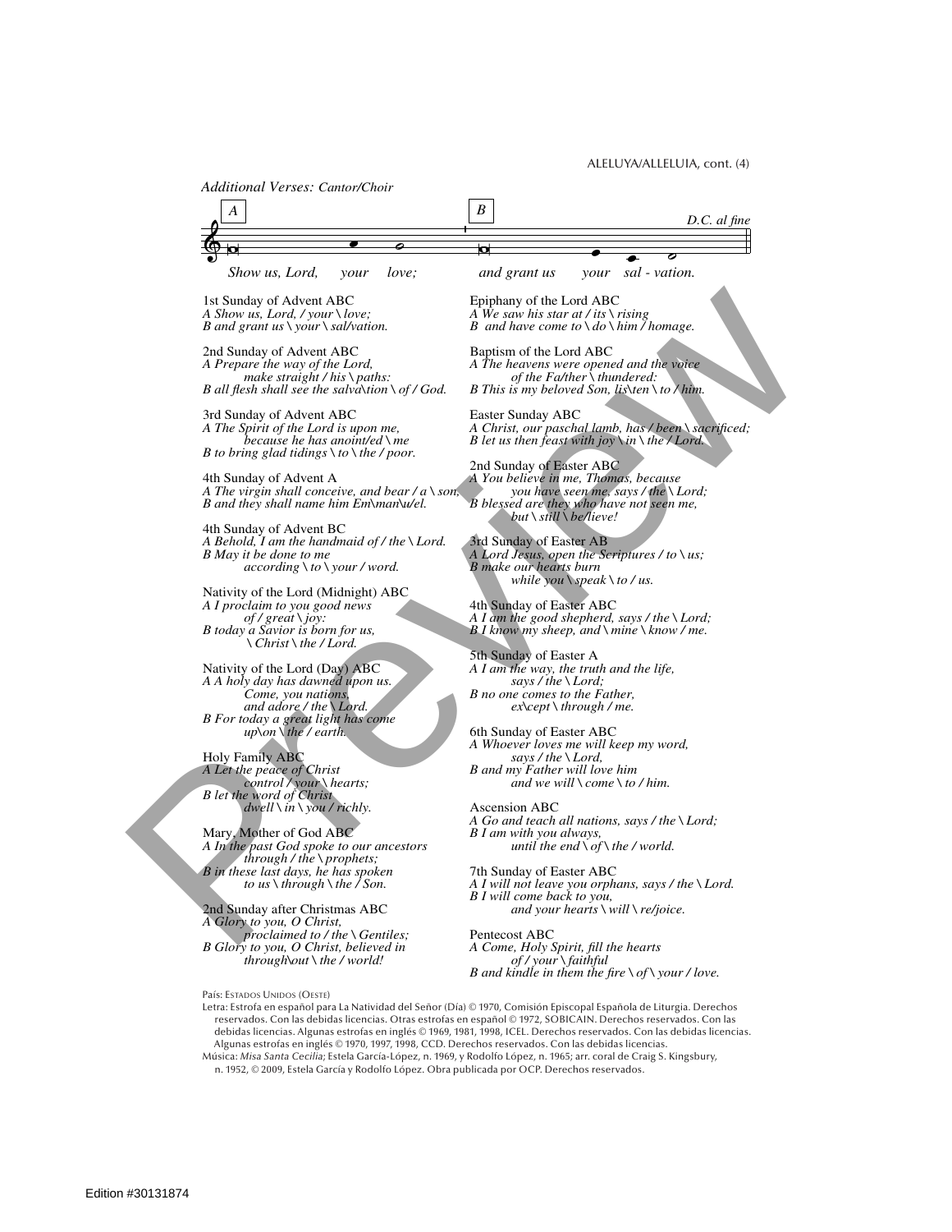*Additional Verses: Cantor/Choir*

A — *Show us, Lord, your love;* B — *and grant us your sal - vation.* *D.C. al fine*

1st Sunday of Advent ABC
*A Show us, Lord, / your \ love;*
*B and grant us \ your \ sal/vation.*

2nd Sunday of Advent ABC
*A Prepare the way of the Lord,*
*make straight / his \ paths:*
*B all flesh shall see the salva\tion \ of / God.*

3rd Sunday of Advent ABC
*A The Spirit of the Lord is upon me,*
*because he has anoint/ed \ me*
*B to bring glad tidings \ to \ the / poor.*

4th Sunday of Advent A
*A The virgin shall conceive, and bear / a \ son,*
*B and they shall name him Em\man\u/el.*

4th Sunday of Advent BC
*A Behold, I am the handmaid of / the \ Lord.*
*B May it be done to me*
*according \ to \ your / word.*

Nativity of the Lord (Midnight) ABC
*A I proclaim to you good news*
*of / great \ joy:*
*B today a Savior is born for us,*
*\ Christ \ the / Lord.*

Nativity of the Lord (Day) ABC
*A A holy day has dawned upon us.*
*Come, you nations,*
*and adore / the \ Lord.*
*B For today a great light has come*
*up\on \ the / earth.*

Holy Family ABC
*A Let the peace of Christ*
*control / your \ hearts;*
*B let the word of Christ*
*dwell \ in \ you / richly.*

Mary, Mother of God ABC
*A In the past God spoke to our ancestors*
*through / the \ prophets;*
*B in these last days, he has spoken*
*to us \ through \ the / Son.*

2nd Sunday after Christmas ABC
*A Glory to you, O Christ,*
*proclaimed to / the \ Gentiles;*
*B Glory to you, O Christ, believed in*
*through\out \ the / world!*

Epiphany of the Lord ABC
*A We saw his star at / its \ rising*
*B and have come to \ do \ him / homage.*

Baptism of the Lord ABC
*A The heavens were opened and the voice*
*of the Fa/ther \ thundered:*
*B This is my beloved Son, lis\ten \ to / him.*

Easter Sunday ABC
*A Christ, our paschal lamb, has / been \ sacrificed;*
*B let us then feast with joy \ in \ the / Lord.*

2nd Sunday of Easter ABC
*A You believe in me, Thomas, because*
*you have seen me, says / the \ Lord;*
*B blessed are they who have not seen me,*
*but \ still \ be/lieve!*

3rd Sunday of Easter AB
*A Lord Jesus, open the Scriptures / to \ us;*
*B make our hearts burn*
*while you \ speak \ to / us.*

4th Sunday of Easter ABC
*A I am the good shepherd, says / the \ Lord;*
*B I know my sheep, and \ mine \ know / me.*

5th Sunday of Easter A
*A I am the way, the truth and the life,*
*says / the \ Lord;*
*B no one comes to the Father,*
*ex\cept \ through / me.*

6th Sunday of Easter ABC
*A Whoever loves me will keep my word,*
*says / the \ Lord,*
*B and my Father will love him*
*and we will \ come \ to / him.*

Ascension ABC
*A Go and teach all nations, says / the \ Lord;*
*B I am with you always,*
*until the end \ of \ the / world.*

7th Sunday of Easter ABC
*A I will not leave you orphans, says / the \ Lord.*
*B I will come back to you,*
*and your hearts \ will \ re/joice.*

Pentecost ABC
*A Come, Holy Spirit, fill the hearts*
*of / your \ faithful*
*B and kindle in them the fire \ of \ your / love.*

País: Estados Unidos (Oeste)
Letra: Estrofa en español para La Natividad del Señor (Día) © 1970, Comisión Episcopal Española de Liturgia. Derechos reservados. Con las debidas licencias. Otras estrofas en español © 1972, SOBICAIN. Derechos reservados. Con las debidas licencias. Algunas estrofas en inglés © 1969, 1981, 1998, ICEL. Derechos reservados. Con las debidas licencias. Algunas estrofas en inglés © 1970, 1997, 1998, CCD. Derechos reservados. Con las debidas licencias.
Música: *Misa Santa Cecilia*; Estela García-López, n. 1969, y Rodolfo López, n. 1965; arr. coral de Craig S. Kingsbury, n. 1952, © 2009, Estela García y Rodolfo López. Obra publicada por OCP. Derechos reservados.

Edition #30131874